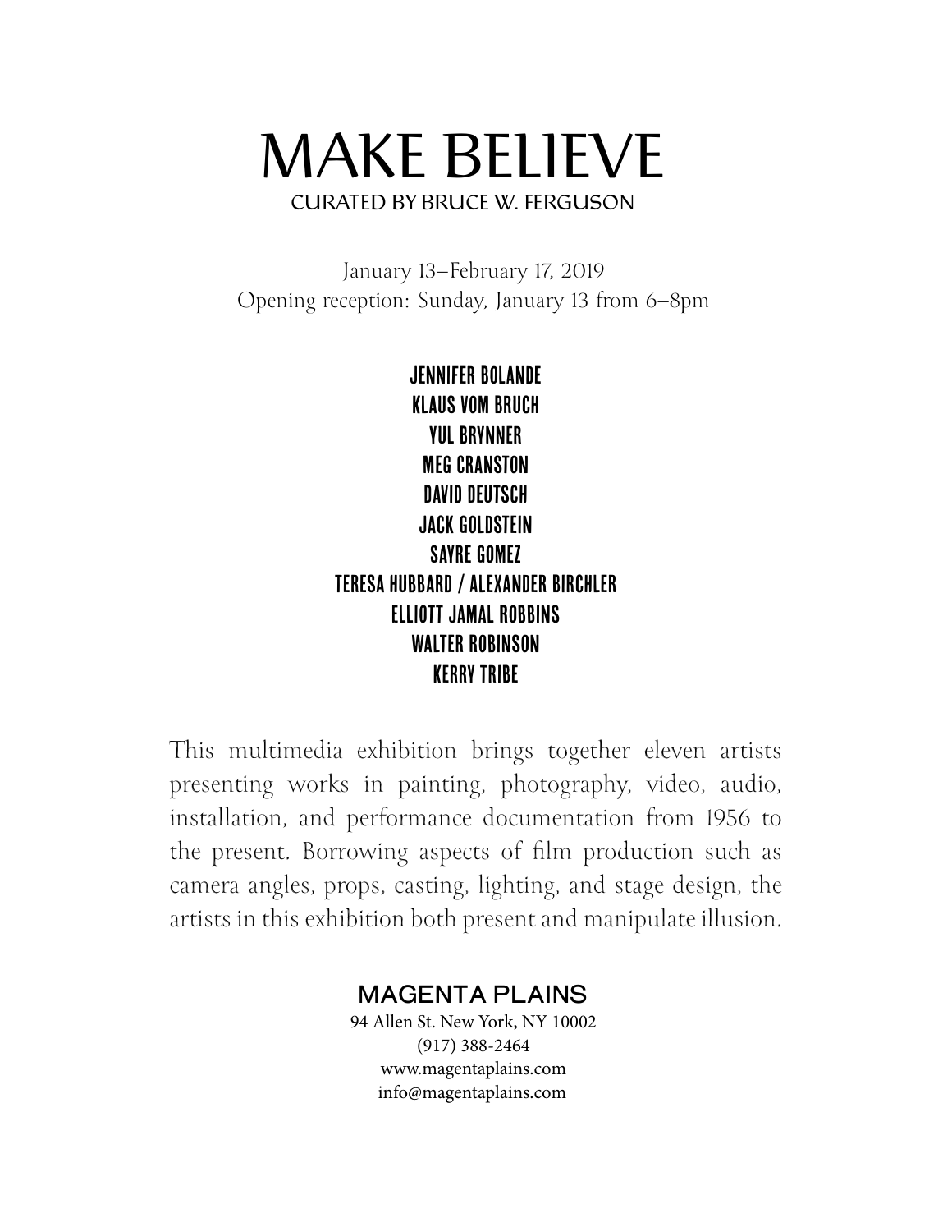# MAKE BELIEVE

CURATED BY BRUCE W. FERGUSON

January 13–February 17, 2019
Opening reception: Sunday, January 13 from 6–8pm

**JENNIFER BOLANDE**
**KLAUS VOM BRUCH**
**YUL BRYNNER**
**MEG CRANSTON**
**DAVID DEUTSCH**
**JACK GOLDSTEIN**
**SAYRE GOMEZ**
**TERESA HUBBARD / ALEXANDER BIRCHLER**
**ELLIOTT JAMAL ROBBINS**
**WALTER ROBINSON**
**KERRY TRIBE**

This multimedia exhibition brings together eleven artists presenting works in painting, photography, video, audio, installation, and performance documentation from 1956 to the present. Borrowing aspects of film production such as camera angles, props, casting, lighting, and stage design, the artists in this exhibition both present and manipulate illusion.

MAGENTA PLAINS
94 Allen St. New York, NY 10002
(917) 388-2464
www.magentaplains.com
info@magentaplains.com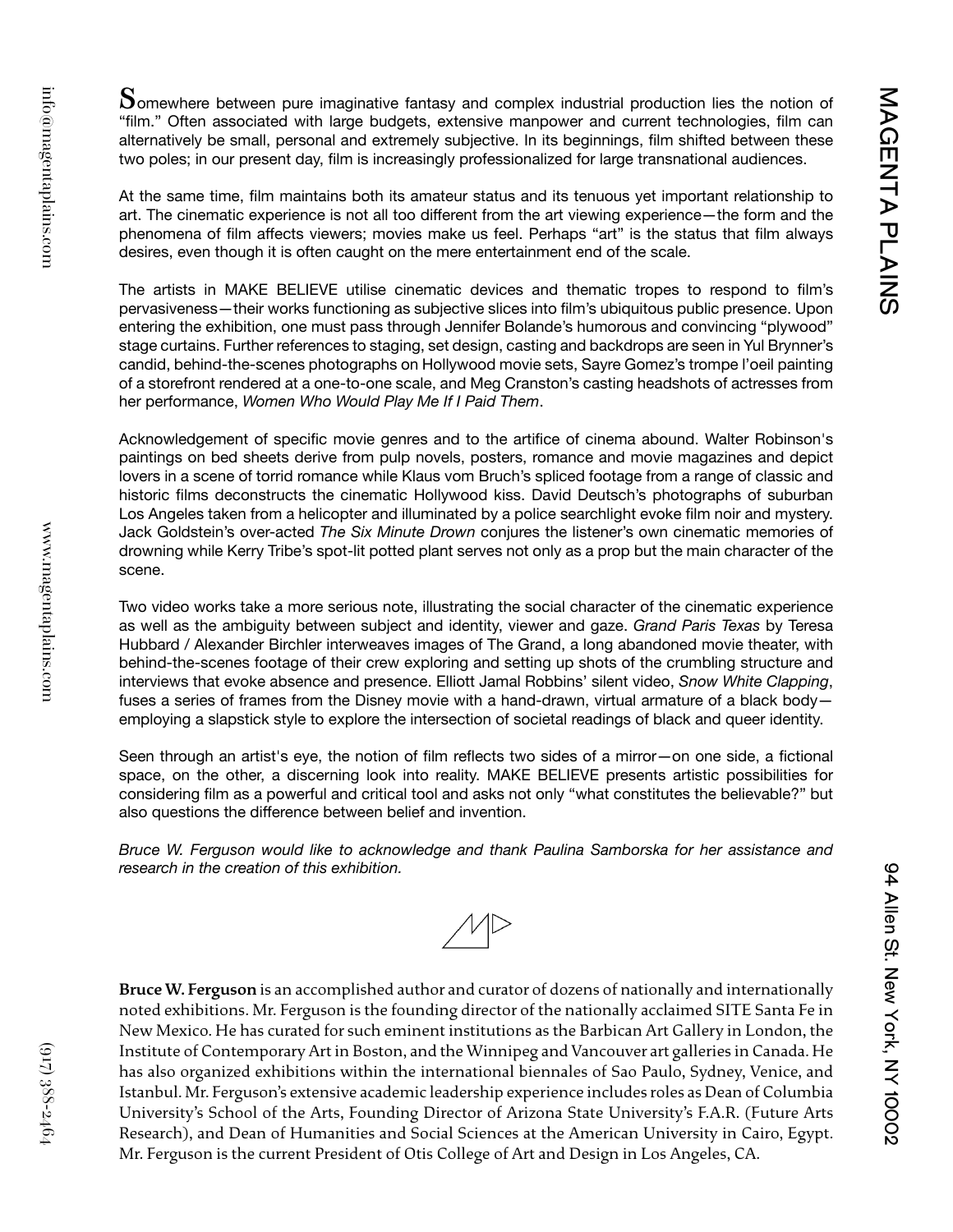Somewhere between pure imaginative fantasy and complex industrial production lies the notion of "film." Often associated with large budgets, extensive manpower and current technologies, film can alternatively be small, personal and extremely subjective. In its beginnings, film shifted between these two poles; in our present day, film is increasingly professionalized for large transnational audiences.

At the same time, film maintains both its amateur status and its tenuous yet important relationship to art. The cinematic experience is not all too different from the art viewing experience—the form and the phenomena of film affects viewers; movies make us feel. Perhaps "art" is the status that film always desires, even though it is often caught on the mere entertainment end of the scale.

The artists in MAKE BELIEVE utilise cinematic devices and thematic tropes to respond to film's pervasiveness—their works functioning as subjective slices into film's ubiquitous public presence. Upon entering the exhibition, one must pass through Jennifer Bolande's humorous and convincing "plywood" stage curtains. Further references to staging, set design, casting and backdrops are seen in Yul Brynner's candid, behind-the-scenes photographs on Hollywood movie sets, Sayre Gomez's trompe l'oeil painting of a storefront rendered at a one-to-one scale, and Meg Cranston's casting headshots of actresses from her performance, *Women Who Would Play Me If I Paid Them*.

Acknowledgement of specific movie genres and to the artifice of cinema abound. Walter Robinson's paintings on bed sheets derive from pulp novels, posters, romance and movie magazines and depict lovers in a scene of torrid romance while Klaus vom Bruch's spliced footage from a range of classic and historic films deconstructs the cinematic Hollywood kiss. David Deutsch's photographs of suburban Los Angeles taken from a helicopter and illuminated by a police searchlight evoke film noir and mystery. Jack Goldstein's over-acted *The Six Minute Drown* conjures the listener's own cinematic memories of drowning while Kerry Tribe's spot-lit potted plant serves not only as a prop but the main character of the scene.

Two video works take a more serious note, illustrating the social character of the cinematic experience as well as the ambiguity between subject and identity, viewer and gaze. *Grand Paris Texas* by Teresa Hubbard / Alexander Birchler interweaves images of The Grand, a long abandoned movie theater, with behind-the-scenes footage of their crew exploring and setting up shots of the crumbling structure and interviews that evoke absence and presence. Elliott Jamal Robbins' silent video, *Snow White Clapping*, fuses a series of frames from the Disney movie with a hand-drawn, virtual armature of a black body—employing a slapstick style to explore the intersection of societal readings of black and queer identity.

Seen through an artist's eye, the notion of film reflects two sides of a mirror—on one side, a fictional space, on the other, a discerning look into reality. MAKE BELIEVE presents artistic possibilities for considering film as a powerful and critical tool and asks not only "what constitutes the believable?" but also questions the difference between belief and invention.

*Bruce W. Ferguson would like to acknowledge and thank Paulina Samborska for her assistance and research in the creation of this exhibition.*

**Bruce W. Ferguson** is an accomplished author and curator of dozens of nationally and internationally noted exhibitions. Mr. Ferguson is the founding director of the nationally acclaimed SITE Santa Fe in New Mexico. He has curated for such eminent institutions as the Barbican Art Gallery in London, the Institute of Contemporary Art in Boston, and the Winnipeg and Vancouver art galleries in Canada. He has also organized exhibitions within the international biennales of Sao Paulo, Sydney, Venice, and Istanbul. Mr. Ferguson's extensive academic leadership experience includes roles as Dean of Columbia University's School of the Arts, Founding Director of Arizona State University's F.A.R. (Future Arts Research), and Dean of Humanities and Social Sciences at the American University in Cairo, Egypt. Mr. Ferguson is the current President of Otis College of Art and Design in Los Angeles, CA.

MAGENTA PLAINS

94 Allen St. New York, NY 10002

info@magentaplains.com

www.magentaplains.com

(917) 388-2464